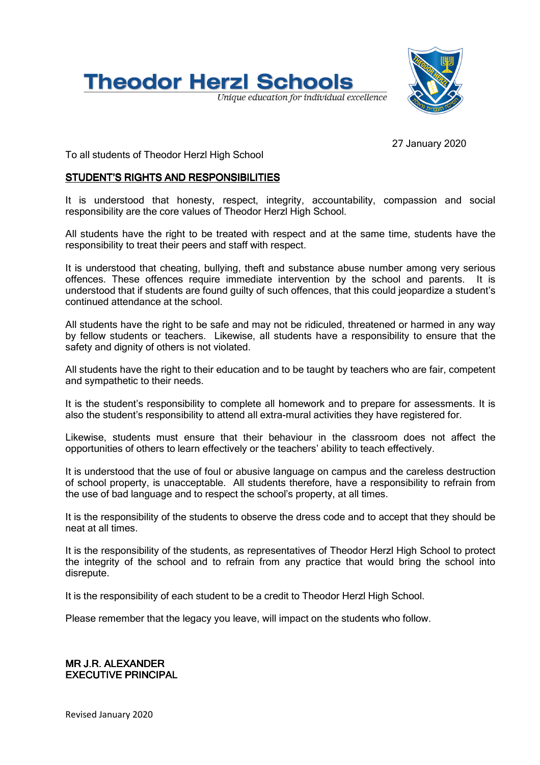# Theodor Herzl Schools

*Unique education for individual excellence*

27 January 2020

To all students of Theodor Herzl High School

## STUDENT'S RIGHTS AND RESPONSIBILITIES

It is understood that honesty, respect, integrity, accountability, compassion and social responsibility are the core values of Theodor Herzl High School.

All students have the right to be treated with respect and at the same time, students have the responsibility to treat their peers and staff with respect.

It is understood that cheating, bullying, theft and substance abuse number among very serious offences. These offences require immediate intervention by the school and parents. It is understood that if students are found guilty of such offences, that this could jeopardize a student's continued attendance at the school.

All students have the right to be safe and may not be ridiculed, threatened or harmed in any way by fellow students or teachers. Likewise, all students have a responsibility to ensure that the safety and dignity of others is not violated.

All students have the right to their education and to be taught by teachers who are fair, competent and sympathetic to their needs.

It is the student's responsibility to complete all homework and to prepare for assessments. It is also the student's responsibility to attend all extra-mural activities they have registered for.

Likewise, students must ensure that their behaviour in the classroom does not affect the opportunities of others to learn effectively or the teachers' ability to teach effectively.

It is understood that the use of foul or abusive language on campus and the careless destruction of school property, is unacceptable. All students therefore, have a responsibility to refrain from the use of bad language and to respect the school's property, at all times.

It is the responsibility of the students to observe the dress code and to accept that they should be neat at all times.

It is the responsibility of the students, as representatives of Theodor Herzl High School to protect the integrity of the school and to refrain from any practice that would bring the school into disrepute.

It is the responsibility of each student to be a credit to Theodor Herzl High School.

Please remember that the legacy you leave, will impact on the students who follow.

MR J.R. ALEXANDER
EXECUTIVE PRINCIPAL

Revised January 2020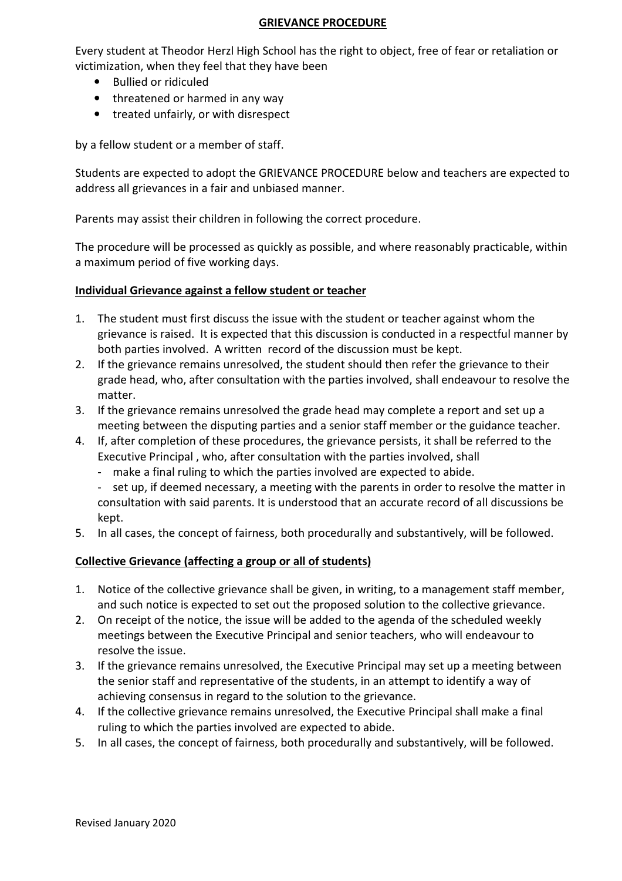# GRIEVANCE PROCEDURE

Every student at Theodor Herzl High School has the right to object, free of fear or retaliation or victimization, when they feel that they have been

- Bullied or ridiculed
- threatened or harmed in any way
- treated unfairly, or with disrespect

by a fellow student or a member of staff.

Students are expected to adopt the GRIEVANCE PROCEDURE below and teachers are expected to address all grievances in a fair and unbiased manner.

Parents may assist their children in following the correct procedure.

The procedure will be processed as quickly as possible, and where reasonably practicable, within a maximum period of five working days.

## Individual Grievance against a fellow student or teacher

1. The student must first discuss the issue with the student or teacher against whom the grievance is raised. It is expected that this discussion is conducted in a respectful manner by both parties involved. A written record of the discussion must be kept.
2. If the grievance remains unresolved, the student should then refer the grievance to their grade head, who, after consultation with the parties involved, shall endeavour to resolve the matter.
3. If the grievance remains unresolved the grade head may complete a report and set up a meeting between the disputing parties and a senior staff member or the guidance teacher.
4. If, after completion of these procedures, the grievance persists, it shall be referred to the Executive Principal , who, after consultation with the parties involved, shall
   - make a final ruling to which the parties involved are expected to abide.
   - set up, if deemed necessary, a meeting with the parents in order to resolve the matter in consultation with said parents. It is understood that an accurate record of all discussions be kept.
5. In all cases, the concept of fairness, both procedurally and substantively, will be followed.

## Collective Grievance (affecting a group or all of students)

1. Notice of the collective grievance shall be given, in writing, to a management staff member, and such notice is expected to set out the proposed solution to the collective grievance.
2. On receipt of the notice, the issue will be added to the agenda of the scheduled weekly meetings between the Executive Principal and senior teachers, who will endeavour to resolve the issue.
3. If the grievance remains unresolved, the Executive Principal may set up a meeting between the senior staff and representative of the students, in an attempt to identify a way of achieving consensus in regard to the solution to the grievance.
4. If the collective grievance remains unresolved, the Executive Principal shall make a final ruling to which the parties involved are expected to abide.
5. In all cases, the concept of fairness, both procedurally and substantively, will be followed.

Revised January 2020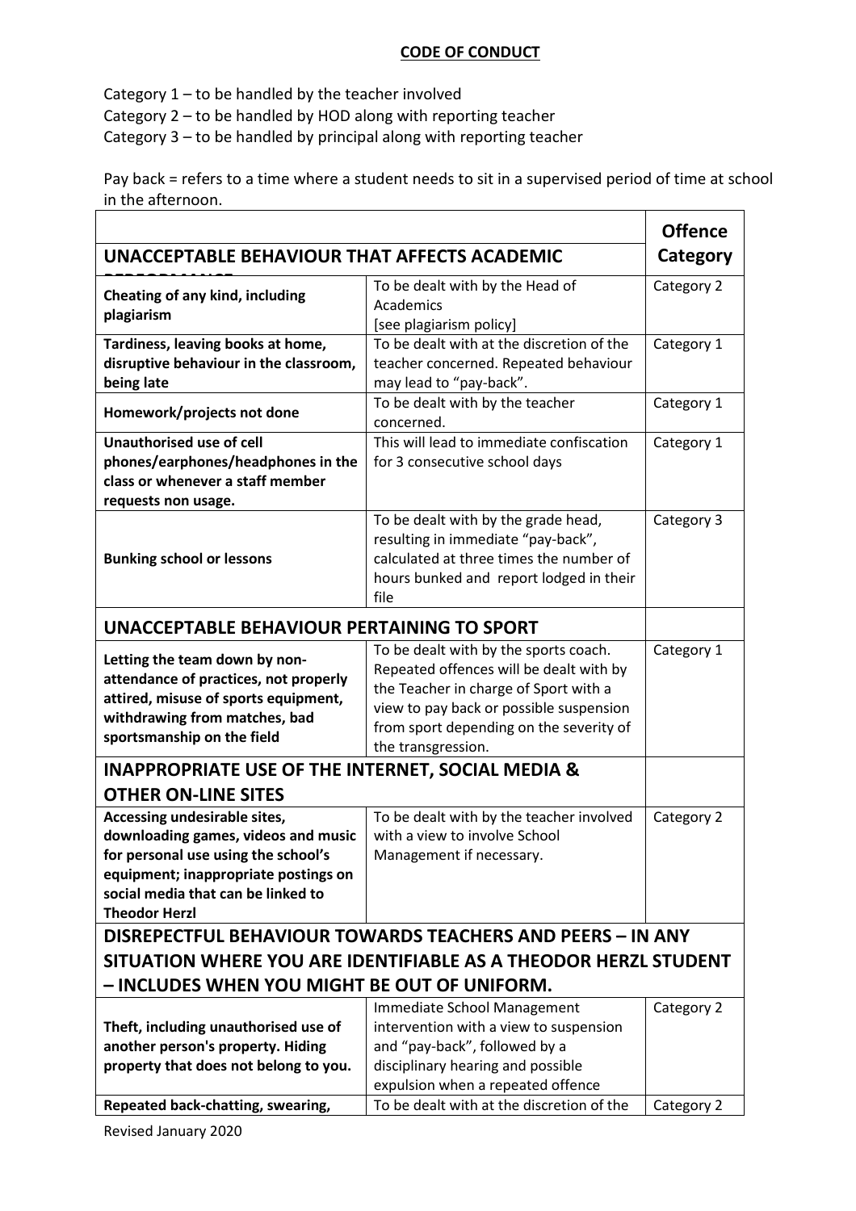**CODE OF CONDUCT**

Category 1 – to be handled by the teacher involved
Category 2 – to be handled by HOD along with reporting teacher
Category 3 – to be handled by principal along with reporting teacher

Pay back = refers to a time where a student needs to sit in a supervised period of time at school in the afternoon.

| UNACCEPTABLE BEHAVIOUR THAT AFFECTS ACADEMIC PERFORMANCE | | Offence Category |
|---|---|---|
| **Cheating of any kind, including plagiarism** | To be dealt with by the Head of Academics [see plagiarism policy] | Category 2 |
| **Tardiness, leaving books at home, disruptive behaviour in the classroom, being late** | To be dealt with at the discretion of the teacher concerned. Repeated behaviour may lead to "pay-back". | Category 1 |
| **Homework/projects not done** | To be dealt with by the teacher concerned. | Category 1 |
| **Unauthorised use of cell phones/earphones/headphones in the class or whenever a staff member requests non usage.** | This will lead to immediate confiscation for 3 consecutive school days | Category 1 |
| **Bunking school or lessons** | To be dealt with by the grade head, resulting in immediate "pay-back", calculated at three times the number of hours bunked and report lodged in their file | Category 3 |
| **UNACCEPTABLE BEHAVIOUR PERTAINING TO SPORT** | | |
| **Letting the team down by non-attendance of practices, not properly attired, misuse of sports equipment, withdrawing from matches, bad sportsmanship on the field** | To be dealt with by the sports coach. Repeated offences will be dealt with by the Teacher in charge of Sport with a view to pay back or possible suspension from sport depending on the severity of the transgression. | Category 1 |
| **INAPPROPRIATE USE OF THE INTERNET, SOCIAL MEDIA & OTHER ON-LINE SITES** | | |
| **Accessing undesirable sites, downloading games, videos and music for personal use using the school's equipment; inappropriate postings on social media that can be linked to Theodor Herzl** | To be dealt with by the teacher involved with a view to involve School Management if necessary. | Category 2 |
| **DISREPECTFUL BEHAVIOUR TOWARDS TEACHERS AND PEERS – IN ANY SITUATION WHERE YOU ARE IDENTIFIABLE AS A THEODOR HERZL STUDENT – INCLUDES WHEN YOU MIGHT BE OUT OF UNIFORM.** | | |
| **Theft, including unauthorised use of another person's property. Hiding property that does not belong to you.** | Immediate School Management intervention with a view to suspension and "pay-back", followed by a disciplinary hearing and possible expulsion when a repeated offence | Category 2 |
| **Repeated back-chatting, swearing,** | To be dealt with at the discretion of the | Category 2 |

Revised January 2020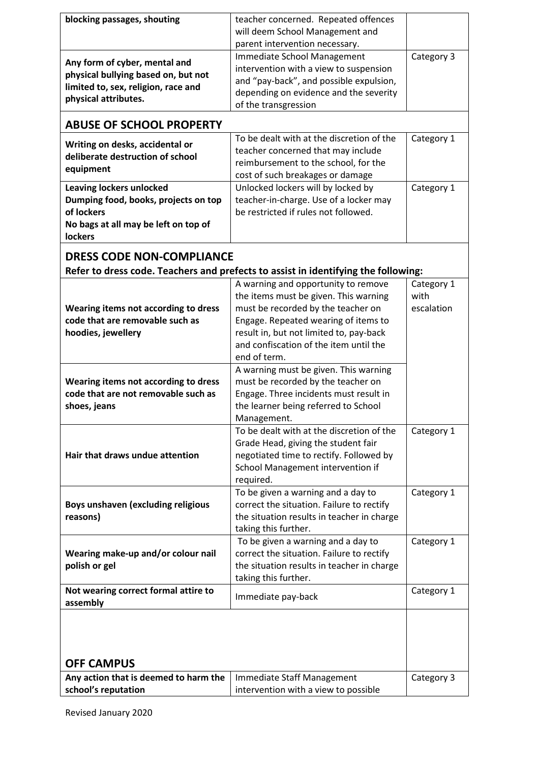| | | |
|---|---|---|
| **blocking passages, shouting** | teacher concerned. Repeated offences will deem School Management and parent intervention necessary. | |
| **Any form of cyber, mental and physical bullying based on, but not limited to, sex, religion, race and physical attributes.** | Immediate School Management intervention with a view to suspension and "pay-back", and possible expulsion, depending on evidence and the severity of the transgression | Category 3 |

## ABUSE OF SCHOOL PROPERTY

| | | |
|---|---|---|
| **Writing on desks, accidental or deliberate destruction of school equipment** | To be dealt with at the discretion of the teacher concerned that may include reimbursement to the school, for the cost of such breakages or damage | Category 1 |
| **Leaving lockers unlocked**<br>**Dumping food, books, projects on top of lockers**<br>**No bags at all may be left on top of lockers** | Unlocked lockers will by locked by teacher-in-charge. Use of a locker may be restricted if rules not followed. | Category 1 |

## DRESS CODE NON-COMPLIANCE

**Refer to dress code. Teachers and prefects to assist in identifying the following:**

| | | |
|---|---|---|
| **Wearing items not according to dress code that are removable such as hoodies, jewellery** | A warning and opportunity to remove the items must be given. This warning must be recorded by the teacher on Engage. Repeated wearing of items to result in, but not limited to, pay-back and confiscation of the item until the end of term. | Category 1 with escalation |
| **Wearing items not according to dress code that are not removable such as shoes, jeans** | A warning must be given. This warning must be recorded by the teacher on Engage. Three incidents must result in the learner being referred to School Management. | |
| **Hair that draws undue attention** | To be dealt with at the discretion of the Grade Head, giving the student fair negotiated time to rectify. Followed by School Management intervention if required. | Category 1 |
| **Boys unshaven (excluding religious reasons)** | To be given a warning and a day to correct the situation. Failure to rectify the situation results in teacher in charge taking this further. | Category 1 |
| **Wearing make-up and/or colour nail polish or gel** | To be given a warning and a day to correct the situation. Failure to rectify the situation results in teacher in charge taking this further. | Category 1 |
| **Not wearing correct formal attire to assembly** | Immediate pay-back | Category 1 |

## OFF CAMPUS

| | | |
|---|---|---|
| **Any action that is deemed to harm the school's reputation** | Immediate Staff Management intervention with a view to possible | Category 3 |

Revised January 2020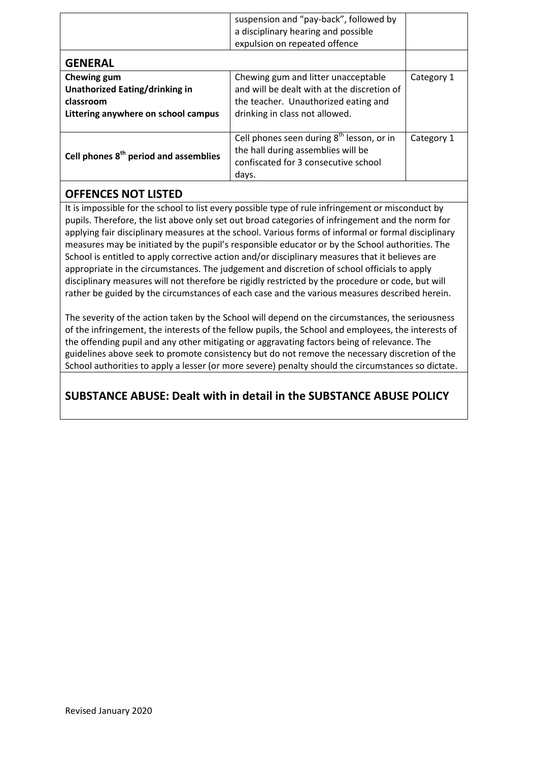| | | |
|---|---|---|
| | suspension and "pay-back", followed by a disciplinary hearing and possible expulsion on repeated offence | |
| **GENERAL** | | |
| **Chewing gum**<br>**Unathorized Eating/drinking in classroom**<br>**Littering anywhere on school campus** | Chewing gum and litter unacceptable and will be dealt with at the discretion of the teacher. Unauthorized eating and drinking in class not allowed. | Category 1 |
| **Cell phones 8th period and assemblies** | Cell phones seen during 8th lesson, or in the hall during assemblies will be confiscated for 3 consecutive school days. | Category 1 |

## OFFENCES NOT LISTED

It is impossible for the school to list every possible type of rule infringement or misconduct by pupils. Therefore, the list above only set out broad categories of infringement and the norm for applying fair disciplinary measures at the school. Various forms of informal or formal disciplinary measures may be initiated by the pupil's responsible educator or by the School authorities. The School is entitled to apply corrective action and/or disciplinary measures that it believes are appropriate in the circumstances. The judgement and discretion of school officials to apply disciplinary measures will not therefore be rigidly restricted by the procedure or code, but will rather be guided by the circumstances of each case and the various measures described herein.

The severity of the action taken by the School will depend on the circumstances, the seriousness of the infringement, the interests of the fellow pupils, the School and employees, the interests of the offending pupil and any other mitigating or aggravating factors being of relevance. The guidelines above seek to promote consistency but do not remove the necessary discretion of the School authorities to apply a lesser (or more severe) penalty should the circumstances so dictate.

## SUBSTANCE ABUSE: Dealt with in detail in the SUBSTANCE ABUSE POLICY

Revised January 2020